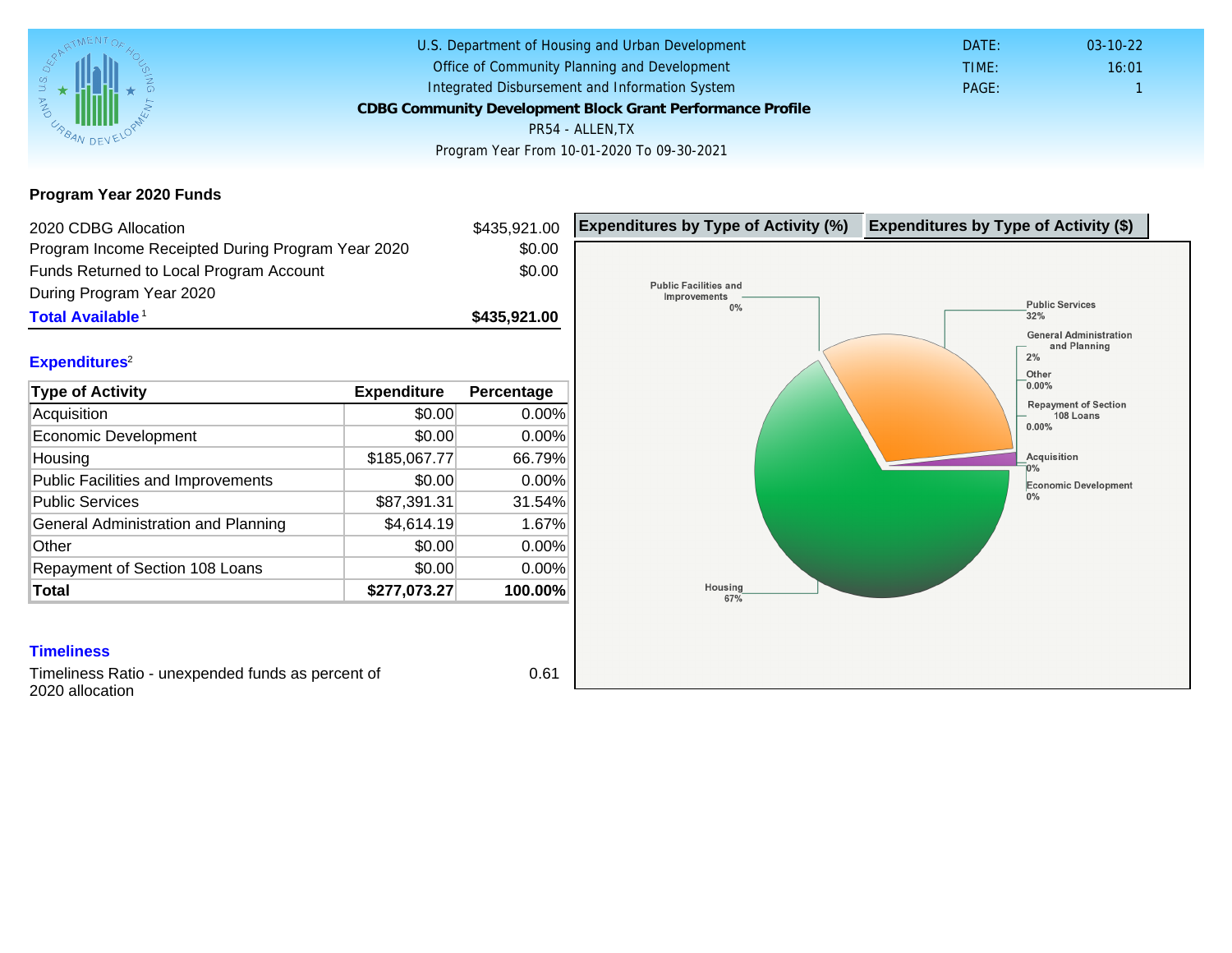U.S. Department of Housing and Urban Development
Office of Community Planning and Development
Integrated Disbursement and Information System
**CDBG Community Development Block Grant Performance Profile**
PR54 - ALLEN,TX
Program Year From 10-01-2020 To 09-30-2021

DATE: 03-10-22
TIME: 16:01
PAGE: 1

## Program Year 2020 Funds

| | |
|---|---|
| 2020 CDBG Allocation | $435,921.00 |
| Program Income Receipted During Program Year 2020 | $0.00 |
| Funds Returned to Local Program Account During Program Year 2020 | $0.00 |
| **Total Available**[1] | **$435,921.00** |

## Expenditures[2]

| Type of Activity | Expenditure | Percentage |
|---|---|---|
| Acquisition | $0.00 | 0.00% |
| Economic Development | $0.00 | 0.00% |
| Housing | $185,067.77 | 66.79% |
| Public Facilities and Improvements | $0.00 | 0.00% |
| Public Services | $87,391.31 | 31.54% |
| General Administration and Planning | $4,614.19 | 1.67% |
| Other | $0.00 | 0.00% |
| Repayment of Section 108 Loans | $0.00 | 0.00% |
| **Total** | **$277,073.27** | **100.00%** |

**Expenditures by Type of Activity (%)** | **Expenditures by Type of Activity ($)**

Public Facilities and Improvements 0%
Public Services 32%
General Administration and Planning 2%
Other 0.00%
Repayment of Section 108 Loans 0.00%
Acquisition 0%
Economic Development 0%
Housing 67%

## Timeliness

Timeliness Ratio - unexpended funds as percent of 2020 allocation: 0.61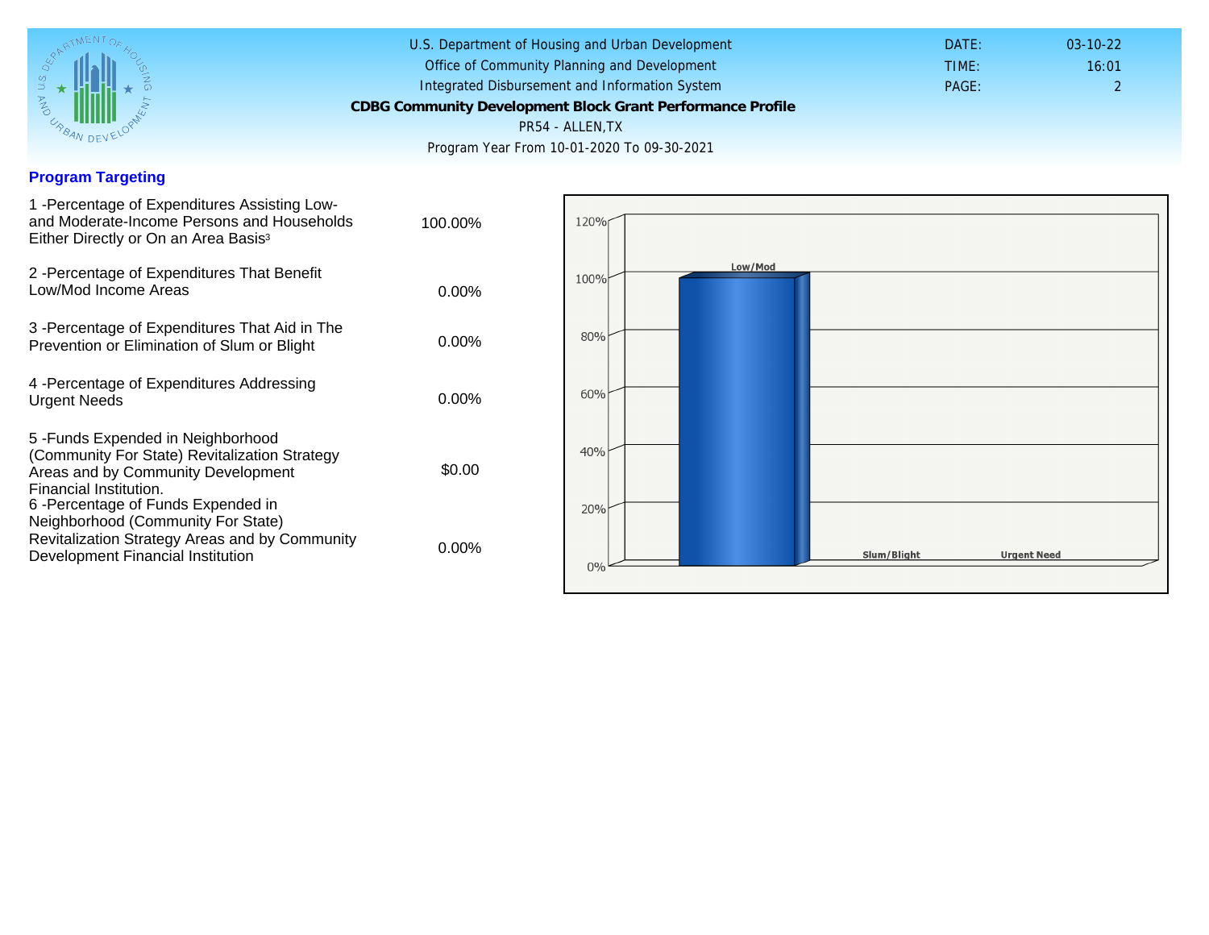U.S. Department of Housing and Urban Development
Office of Community Planning and Development
Integrated Disbursement and Information System
**CDBG Community Development Block Grant Performance Profile**
PR54 - ALLEN,TX
Program Year From 10-01-2020 To 09-30-2021

DATE: 03-10-22
TIME: 16:01
PAGE: 2

## Program Targeting

| | |
|---|---|
| 1 -Percentage of Expenditures Assisting Low- and Moderate-Income Persons and Households Either Directly or On an Area Basis[3] | 100.00% |
| 2 -Percentage of Expenditures That Benefit Low/Mod Income Areas | 0.00% |
| 3 -Percentage of Expenditures That Aid in The Prevention or Elimination of Slum or Blight | 0.00% |
| 4 -Percentage of Expenditures Addressing Urgent Needs | 0.00% |
| 5 -Funds Expended in Neighborhood (Community For State) Revitalization Strategy Areas and by Community Development Financial Institution. | $0.00 |
| 6 -Percentage of Funds Expended in Neighborhood (Community For State) Revitalization Strategy Areas and by Community Development Financial Institution | 0.00% |

120%
100%
80%
60%
40%
20%
0%

Low/Mod
Slum/Blight
Urgent Need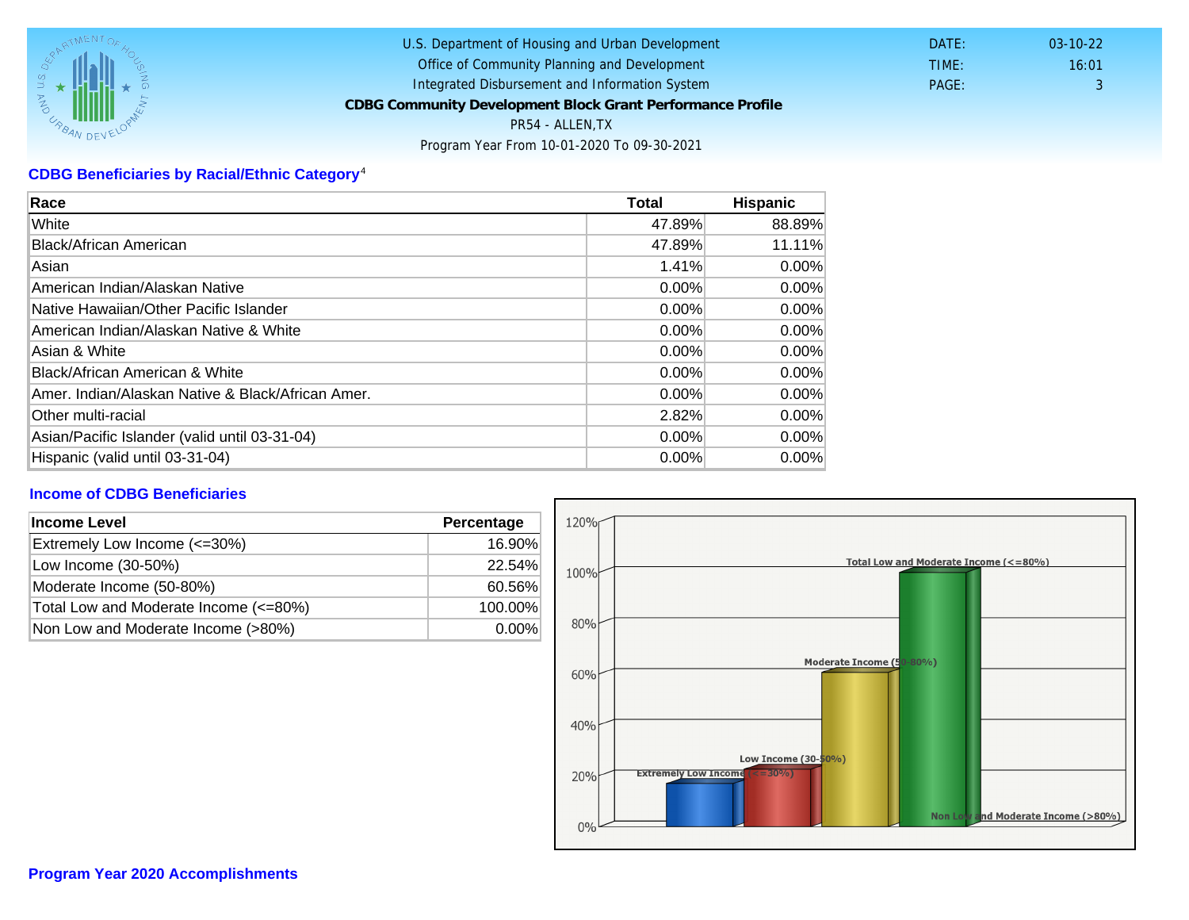U.S. Department of Housing and Urban Development
Office of Community Planning and Development
Integrated Disbursement and Information System
**CDBG Community Development Block Grant Performance Profile**
PR54 - ALLEN,TX
Program Year From 10-01-2020 To 09-30-2021

DATE: 03-10-22
TIME: 16:01
PAGE: 3

## CDBG Beneficiaries by Racial/Ethnic Category[4]

| Race | Total | Hispanic |
|---|---|---|
| White | 47.89% | 88.89% |
| Black/African American | 47.89% | 11.11% |
| Asian | 1.41% | 0.00% |
| American Indian/Alaskan Native | 0.00% | 0.00% |
| Native Hawaiian/Other Pacific Islander | 0.00% | 0.00% |
| American Indian/Alaskan Native & White | 0.00% | 0.00% |
| Asian & White | 0.00% | 0.00% |
| Black/African American & White | 0.00% | 0.00% |
| Amer. Indian/Alaskan Native & Black/African Amer. | 0.00% | 0.00% |
| Other multi-racial | 2.82% | 0.00% |
| Asian/Pacific Islander (valid until 03-31-04) | 0.00% | 0.00% |
| Hispanic (valid until 03-31-04) | 0.00% | 0.00% |

## Income of CDBG Beneficiaries

| Income Level | Percentage |
|---|---|
| Extremely Low Income (<=30%) | 16.90% |
| Low Income (30-50%) | 22.54% |
| Moderate Income (50-80%) | 60.56% |
| Total Low and Moderate Income (<=80%) | 100.00% |
| Non Low and Moderate Income (>80%) | 0.00% |

## Program Year 2020 Accomplishments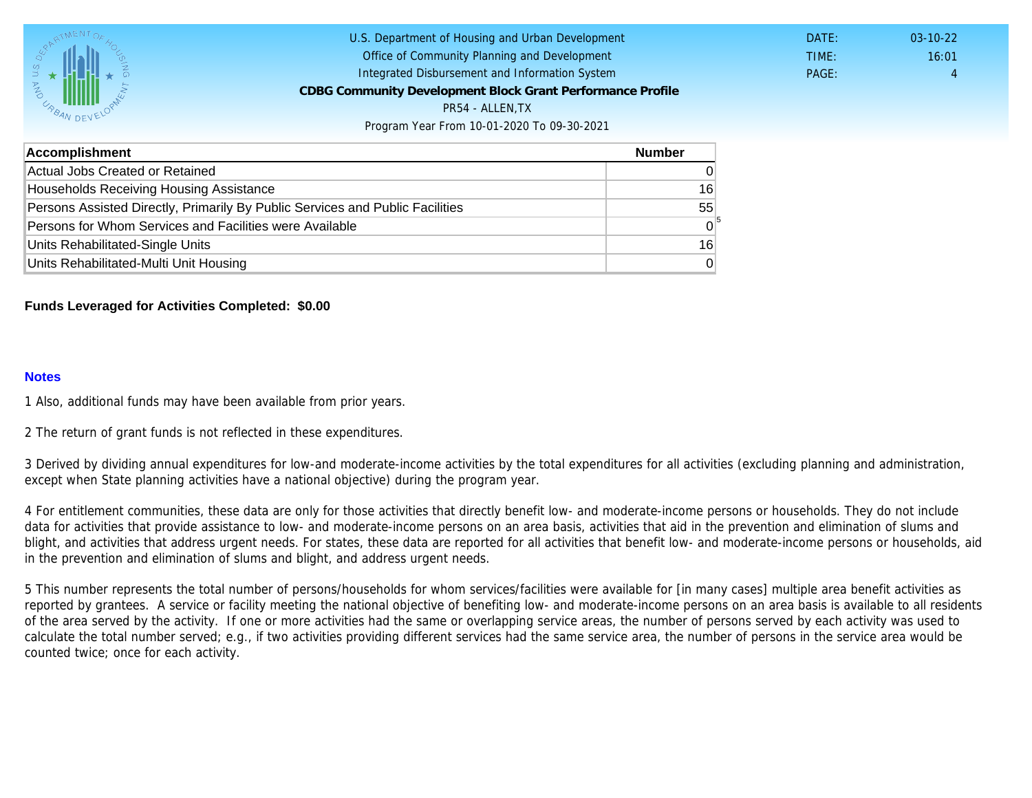U.S. Department of Housing and Urban Development
Office of Community Planning and Development
Integrated Disbursement and Information System
**CDBG Community Development Block Grant Performance Profile**
PR54 - ALLEN,TX
Program Year From 10-01-2020 To 09-30-2021

DATE: 03-10-22
TIME: 16:01
PAGE: 4

| Accomplishment | Number |
|---|---|
| Actual Jobs Created or Retained | 0 |
| Households Receiving Housing Assistance | 16 |
| Persons Assisted Directly, Primarily By Public Services and Public Facilities | 55 |
| Persons for Whom Services and Facilities were Available | 0 [5] |
| Units Rehabilitated-Single Units | 16 |
| Units Rehabilitated-Multi Unit Housing | 0 |

**Funds Leveraged for Activities Completed: $0.00**

## Notes

1 Also, additional funds may have been available from prior years.

2 The return of grant funds is not reflected in these expenditures.

3 Derived by dividing annual expenditures for low-and moderate-income activities by the total expenditures for all activities (excluding planning and administration, except when State planning activities have a national objective) during the program year.

4 For entitlement communities, these data are only for those activities that directly benefit low- and moderate-income persons or households. They do not include data for activities that provide assistance to low- and moderate-income persons on an area basis, activities that aid in the prevention and elimination of slums and blight, and activities that address urgent needs. For states, these data are reported for all activities that benefit low- and moderate-income persons or households, aid in the prevention and elimination of slums and blight, and address urgent needs.

5 This number represents the total number of persons/households for whom services/facilities were available for [in many cases] multiple area benefit activities as reported by grantees. A service or facility meeting the national objective of benefiting low- and moderate-income persons on an area basis is available to all residents of the area served by the activity. If one or more activities had the same or overlapping service areas, the number of persons served by each activity was used to calculate the total number served; e.g., if two activities providing different services had the same service area, the number of persons in the service area would be counted twice; once for each activity.